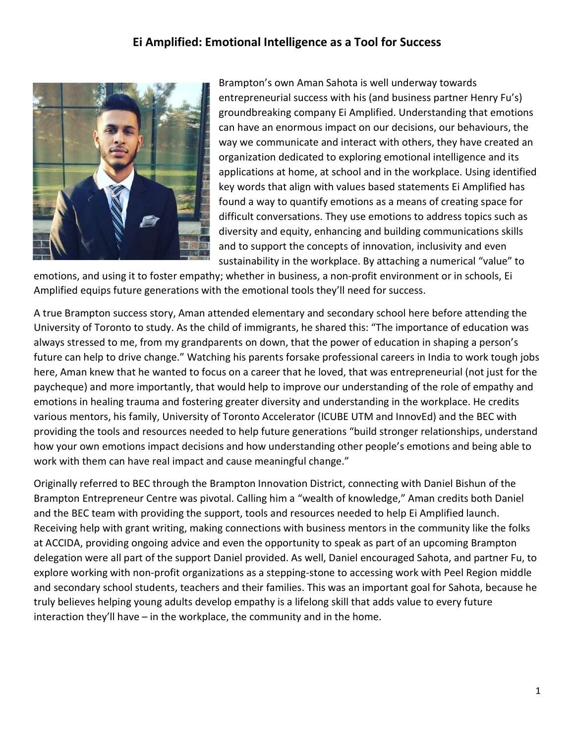# Ei Amplified: Emotional Intelligence as a Tool for Success

Brampton's own Aman Sahota is well underway towards entrepreneurial success with his (and business partner Henry Fu's) groundbreaking company Ei Amplified. Understanding that emotions can have an enormous impact on our decisions, our behaviours, the way we communicate and interact with others, they have created an organization dedicated to exploring emotional intelligence and its applications at home, at school and in the workplace. Using identified key words that align with values based statements Ei Amplified has found a way to quantify emotions as a means of creating space for difficult conversations. They use emotions to address topics such as diversity and equity, enhancing and building communications skills and to support the concepts of innovation, inclusivity and even sustainability in the workplace. By attaching a numerical "value" to emotions, and using it to foster empathy; whether in business, a non-profit environment or in schools, Ei Amplified equips future generations with the emotional tools they'll need for success.

A true Brampton success story, Aman attended elementary and secondary school here before attending the University of Toronto to study. As the child of immigrants, he shared this: "The importance of education was always stressed to me, from my grandparents on down, that the power of education in shaping a person's future can help to drive change." Watching his parents forsake professional careers in India to work tough jobs here, Aman knew that he wanted to focus on a career that he loved, that was entrepreneurial (not just for the paycheque) and more importantly, that would help to improve our understanding of the role of empathy and emotions in healing trauma and fostering greater diversity and understanding in the workplace. He credits various mentors, his family, University of Toronto Accelerator (ICUBE UTM and InnovEd) and the BEC with providing the tools and resources needed to help future generations "build stronger relationships, understand how your own emotions impact decisions and how understanding other people's emotions and being able to work with them can have real impact and cause meaningful change."

Originally referred to BEC through the Brampton Innovation District, connecting with Daniel Bishun of the Brampton Entrepreneur Centre was pivotal. Calling him a "wealth of knowledge," Aman credits both Daniel and the BEC team with providing the support, tools and resources needed to help Ei Amplified launch. Receiving help with grant writing, making connections with business mentors in the community like the folks at ACCIDA, providing ongoing advice and even the opportunity to speak as part of an upcoming Brampton delegation were all part of the support Daniel provided. As well, Daniel encouraged Sahota, and partner Fu, to explore working with non-profit organizations as a stepping-stone to accessing work with Peel Region middle and secondary school students, teachers and their families. This was an important goal for Sahota, because he truly believes helping young adults develop empathy is a lifelong skill that adds value to every future interaction they'll have – in the workplace, the community and in the home.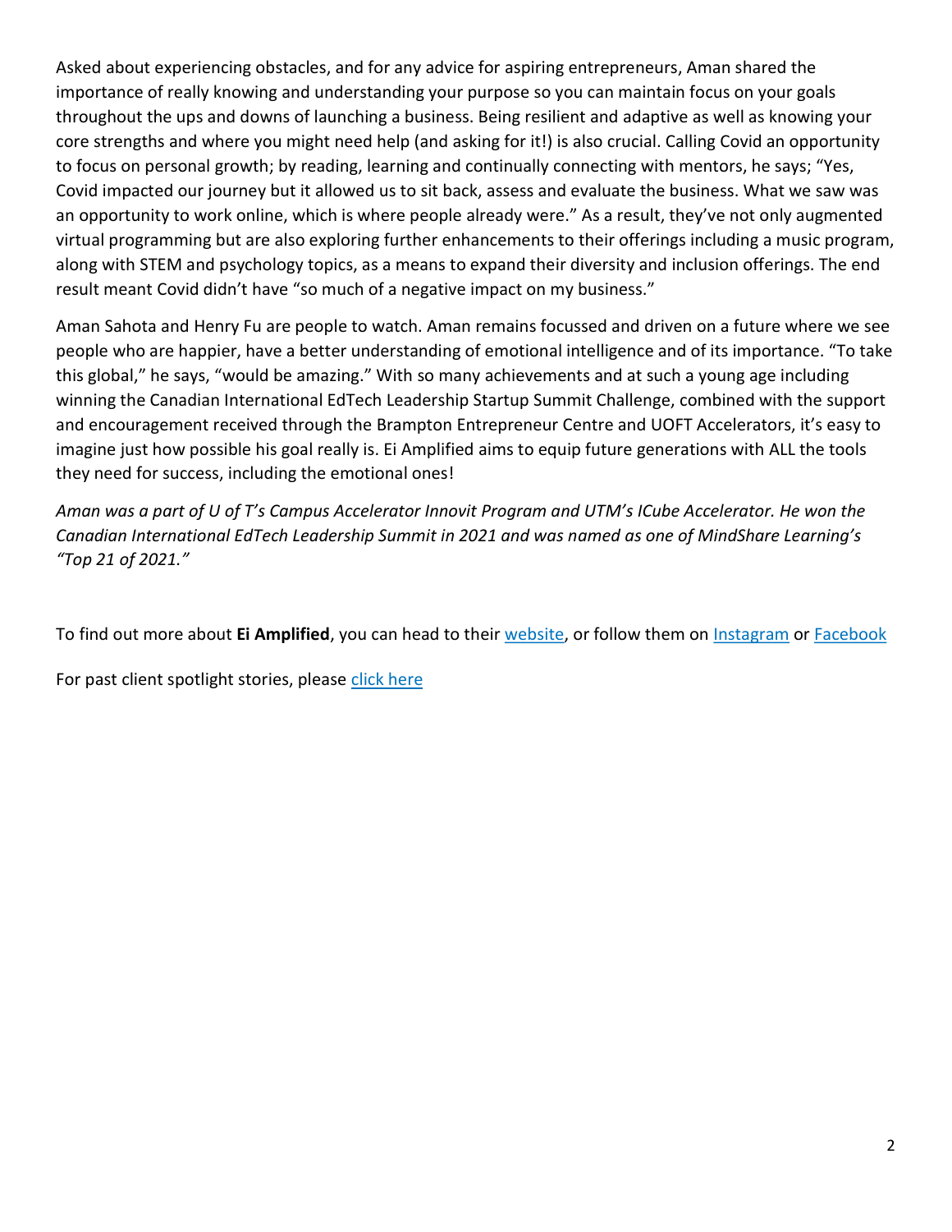Asked about experiencing obstacles, and for any advice for aspiring entrepreneurs, Aman shared the importance of really knowing and understanding your purpose so you can maintain focus on your goals throughout the ups and downs of launching a business. Being resilient and adaptive as well as knowing your core strengths and where you might need help (and asking for it!) is also crucial. Calling Covid an opportunity to focus on personal growth; by reading, learning and continually connecting with mentors, he says; "Yes, Covid impacted our journey but it allowed us to sit back, assess and evaluate the business. What we saw was an opportunity to work online, which is where people already were." As a result, they've not only augmented virtual programming but are also exploring further enhancements to their offerings including a music program, along with STEM and psychology topics, as a means to expand their diversity and inclusion offerings. The end result meant Covid didn't have "so much of a negative impact on my business."

Aman Sahota and Henry Fu are people to watch. Aman remains focussed and driven on a future where we see people who are happier, have a better understanding of emotional intelligence and of its importance. "To take this global," he says, "would be amazing." With so many achievements and at such a young age including winning the Canadian International EdTech Leadership Startup Summit Challenge, combined with the support and encouragement received through the Brampton Entrepreneur Centre and UOFT Accelerators, it's easy to imagine just how possible his goal really is. Ei Amplified aims to equip future generations with ALL the tools they need for success, including the emotional ones!

*Aman was a part of U of T's Campus Accelerator Innovit Program and UTM's ICube Accelerator. He won the Canadian International EdTech Leadership Summit in 2021 and was named as one of MindShare Learning's "Top 21 of 2021."*

To find out more about **Ei Amplified**, you can head to their website, or follow them on Instagram or Facebook

For past client spotlight stories, please click here